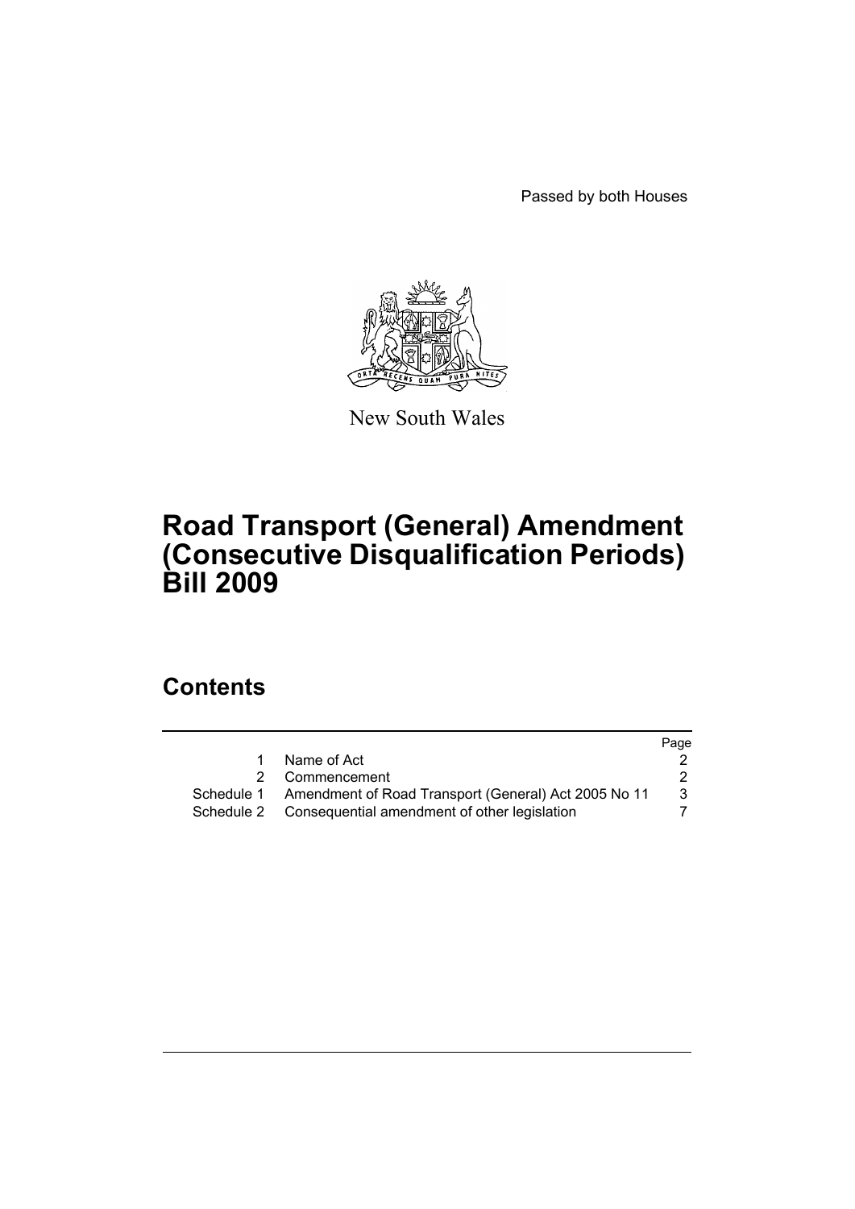Passed by both Houses

New South Wales

# Road Transport (General) Amendment (Consecutive Disqualification Periods) Bill 2009

## Contents

| | | Page |
|---|---|---|
| 1 | Name of Act | 2 |
| 2 | Commencement | 2 |
| Schedule 1 | Amendment of Road Transport (General) Act 2005 No 11 | 3 |
| Schedule 2 | Consequential amendment of other legislation | 7 |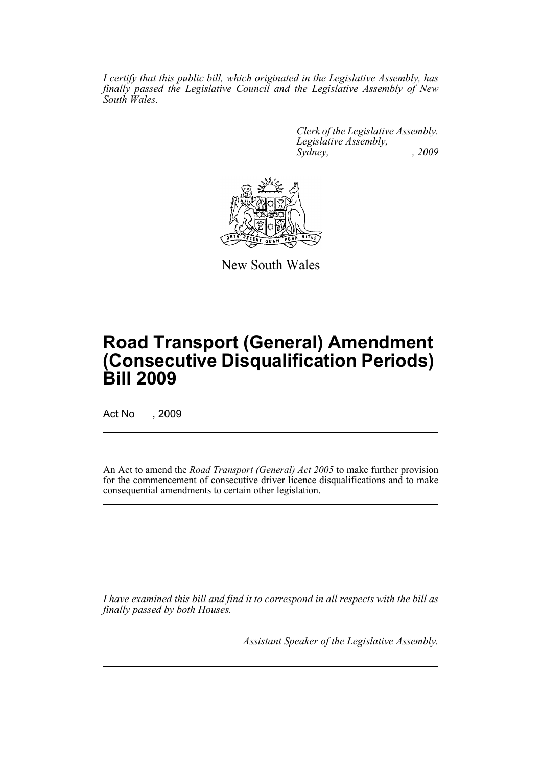*I certify that this public bill, which originated in the Legislative Assembly, has finally passed the Legislative Council and the Legislative Assembly of New South Wales.*

*Clerk of the Legislative Assembly.*
*Legislative Assembly,*
*Sydney, , 2009*

New South Wales

# Road Transport (General) Amendment (Consecutive Disqualification Periods) Bill 2009

Act No , 2009

An Act to amend the *Road Transport (General) Act 2005* to make further provision for the commencement of consecutive driver licence disqualifications and to make consequential amendments to certain other legislation.

*I have examined this bill and find it to correspond in all respects with the bill as finally passed by both Houses.*

*Assistant Speaker of the Legislative Assembly.*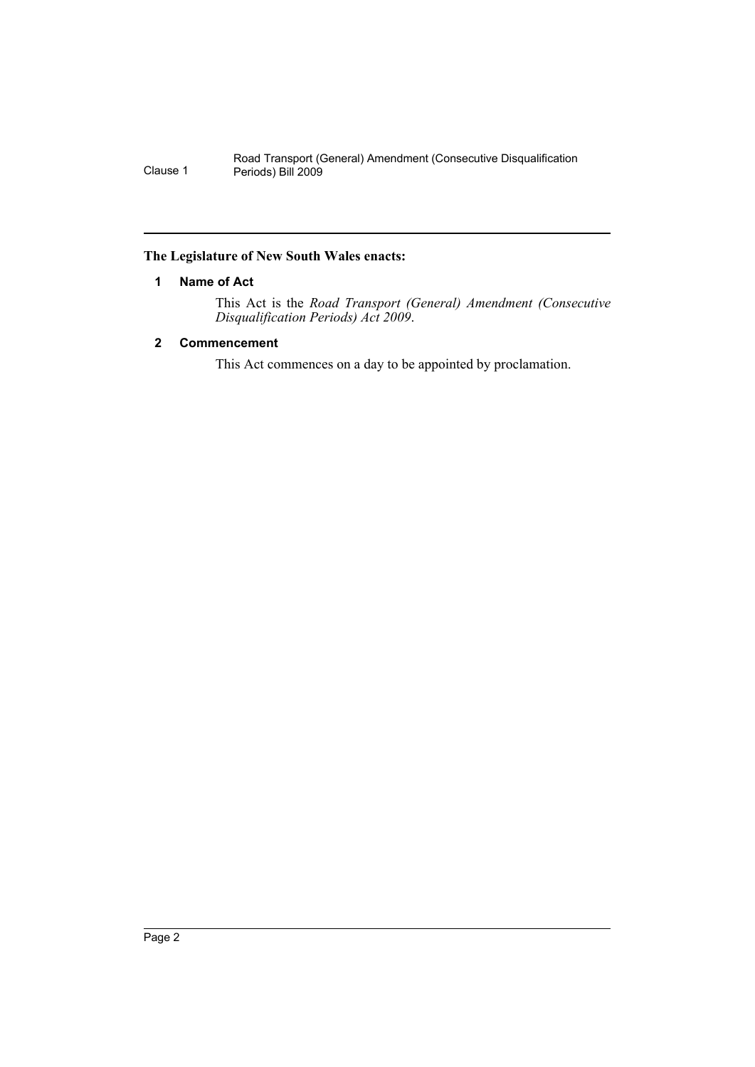**The Legislature of New South Wales enacts:**

### 1 Name of Act

This Act is the *Road Transport (General) Amendment (Consecutive Disqualification Periods) Act 2009*.

### 2 Commencement

This Act commences on a day to be appointed by proclamation.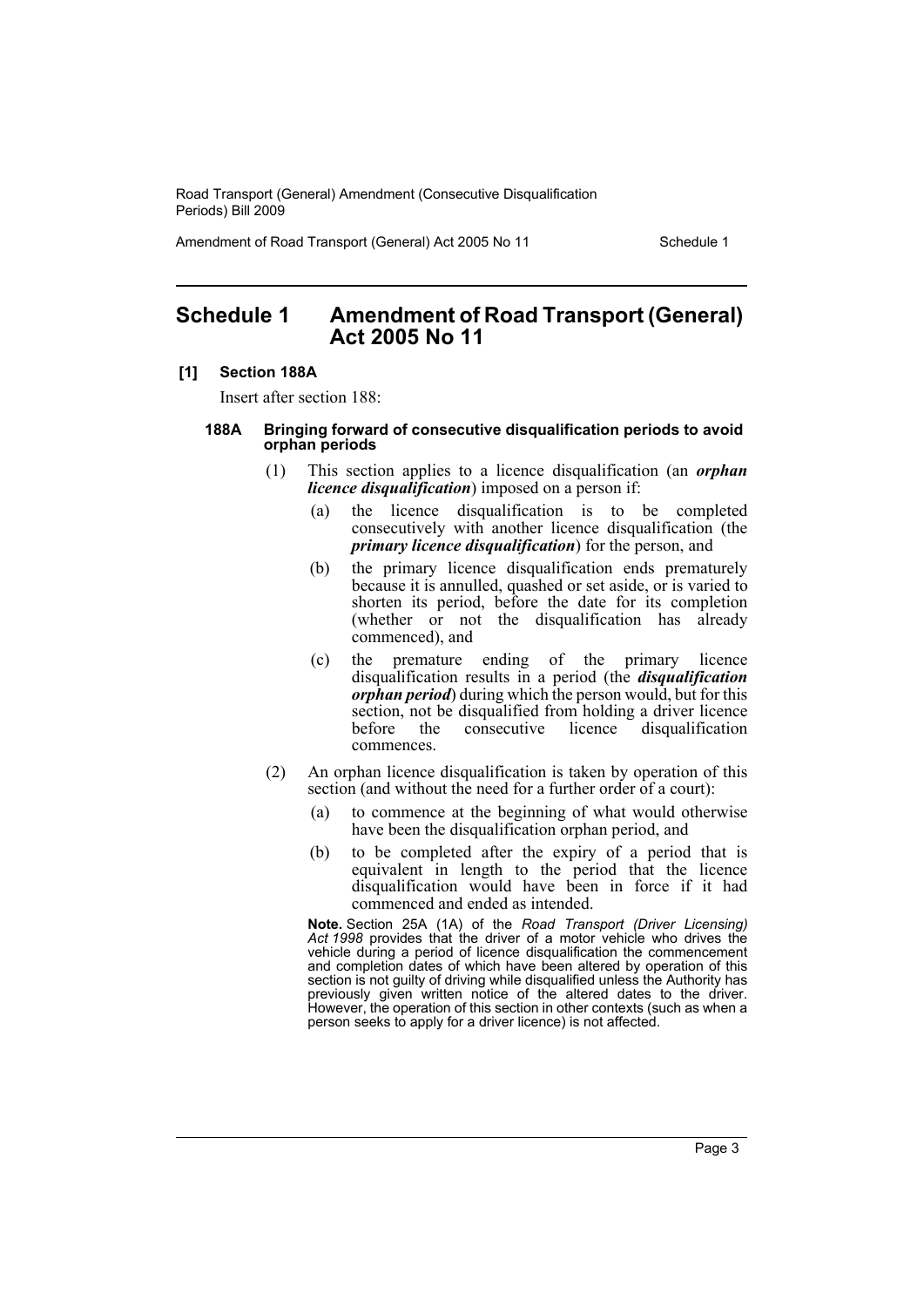# Schedule 1 Amendment of Road Transport (General) Act 2005 No 11

**[1] Section 188A**

Insert after section 188:

#### 188A Bringing forward of consecutive disqualification periods to avoid orphan periods

(1) This section applies to a licence disqualification (an ***orphan licence disqualification***) imposed on a person if:

- (a) the licence disqualification is to be completed consecutively with another licence disqualification (the ***primary licence disqualification***) for the person, and
- (b) the primary licence disqualification ends prematurely because it is annulled, quashed or set aside, or is varied to shorten its period, before the date for its completion (whether or not the disqualification has already commenced), and
- (c) the premature ending of the primary licence disqualification results in a period (the ***disqualification orphan period***) during which the person would, but for this section, not be disqualified from holding a driver licence before the consecutive licence disqualification commences.

(2) An orphan licence disqualification is taken by operation of this section (and without the need for a further order of a court):

- (a) to commence at the beginning of what would otherwise have been the disqualification orphan period, and
- (b) to be completed after the expiry of a period that is equivalent in length to the period that the licence disqualification would have been in force if it had commenced and ended as intended.

**Note.** Section 25A (1A) of the *Road Transport (Driver Licensing) Act 1998* provides that the driver of a motor vehicle who drives the vehicle during a period of licence disqualification the commencement and completion dates of which have been altered by operation of this section is not guilty of driving while disqualified unless the Authority has previously given written notice of the altered dates to the driver. However, the operation of this section in other contexts (such as when a person seeks to apply for a driver licence) is not affected.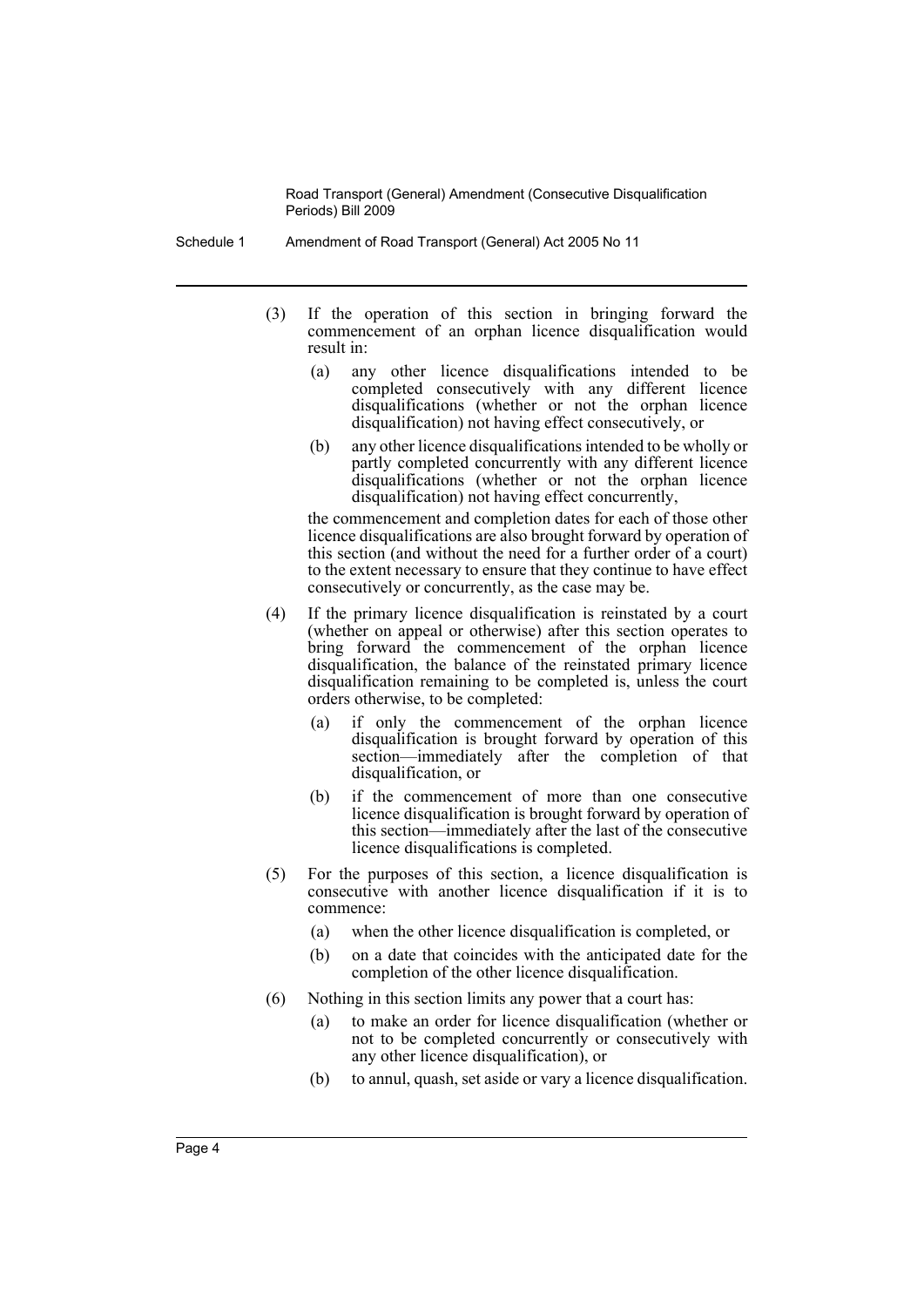(3) If the operation of this section in bringing forward the commencement of an orphan licence disqualification would result in:

  (a) any other licence disqualifications intended to be completed consecutively with any different licence disqualifications (whether or not the orphan licence disqualification) not having effect consecutively, or

  (b) any other licence disqualifications intended to be wholly or partly completed concurrently with any different licence disqualifications (whether or not the orphan licence disqualification) not having effect concurrently,

  the commencement and completion dates for each of those other licence disqualifications are also brought forward by operation of this section (and without the need for a further order of a court) to the extent necessary to ensure that they continue to have effect consecutively or concurrently, as the case may be.

(4) If the primary licence disqualification is reinstated by a court (whether on appeal or otherwise) after this section operates to bring forward the commencement of the orphan licence disqualification, the balance of the reinstated primary licence disqualification remaining to be completed is, unless the court orders otherwise, to be completed:

  (a) if only the commencement of the orphan licence disqualification is brought forward by operation of this section—immediately after the completion of that disqualification, or

  (b) if the commencement of more than one consecutive licence disqualification is brought forward by operation of this section—immediately after the last of the consecutive licence disqualifications is completed.

(5) For the purposes of this section, a licence disqualification is consecutive with another licence disqualification if it is to commence:

  (a) when the other licence disqualification is completed, or

  (b) on a date that coincides with the anticipated date for the completion of the other licence disqualification.

(6) Nothing in this section limits any power that a court has:

  (a) to make an order for licence disqualification (whether or not to be completed concurrently or consecutively with any other licence disqualification), or

  (b) to annul, quash, set aside or vary a licence disqualification.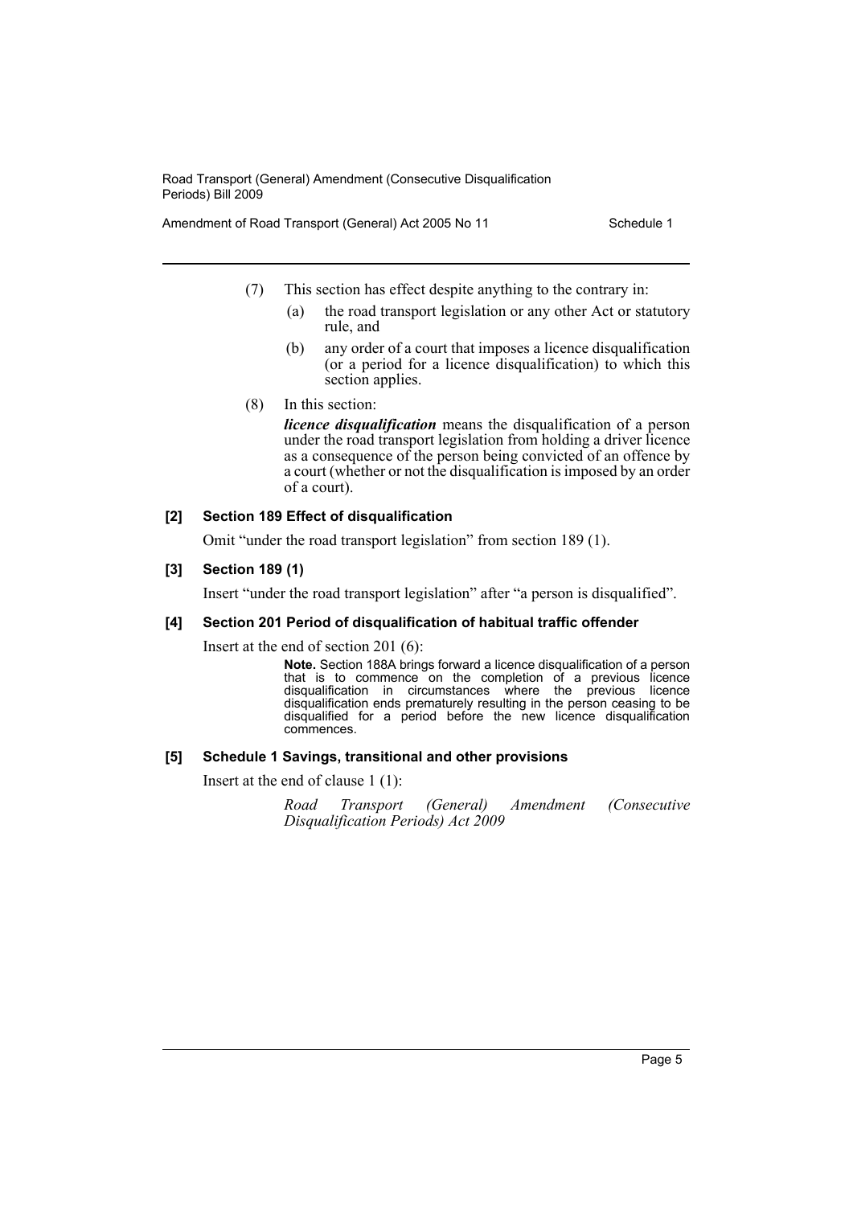(7) This section has effect despite anything to the contrary in:

(a) the road transport legislation or any other Act or statutory rule, and

(b) any order of a court that imposes a licence disqualification (or a period for a licence disqualification) to which this section applies.

(8) In this section:

***licence disqualification*** means the disqualification of a person under the road transport legislation from holding a driver licence as a consequence of the person being convicted of an offence by a court (whether or not the disqualification is imposed by an order of a court).

#### [2] Section 189 Effect of disqualification

Omit "under the road transport legislation" from section 189 (1).

#### [3] Section 189 (1)

Insert "under the road transport legislation" after "a person is disqualified".

#### [4] Section 201 Period of disqualification of habitual traffic offender

Insert at the end of section 201 (6):

> **Note.** Section 188A brings forward a licence disqualification of a person that is to commence on the completion of a previous licence disqualification in circumstances where the previous licence disqualification ends prematurely resulting in the person ceasing to be disqualified for a period before the new licence disqualification commences.

#### [5] Schedule 1 Savings, transitional and other provisions

Insert at the end of clause 1 (1):

> *Road Transport (General) Amendment (Consecutive Disqualification Periods) Act 2009*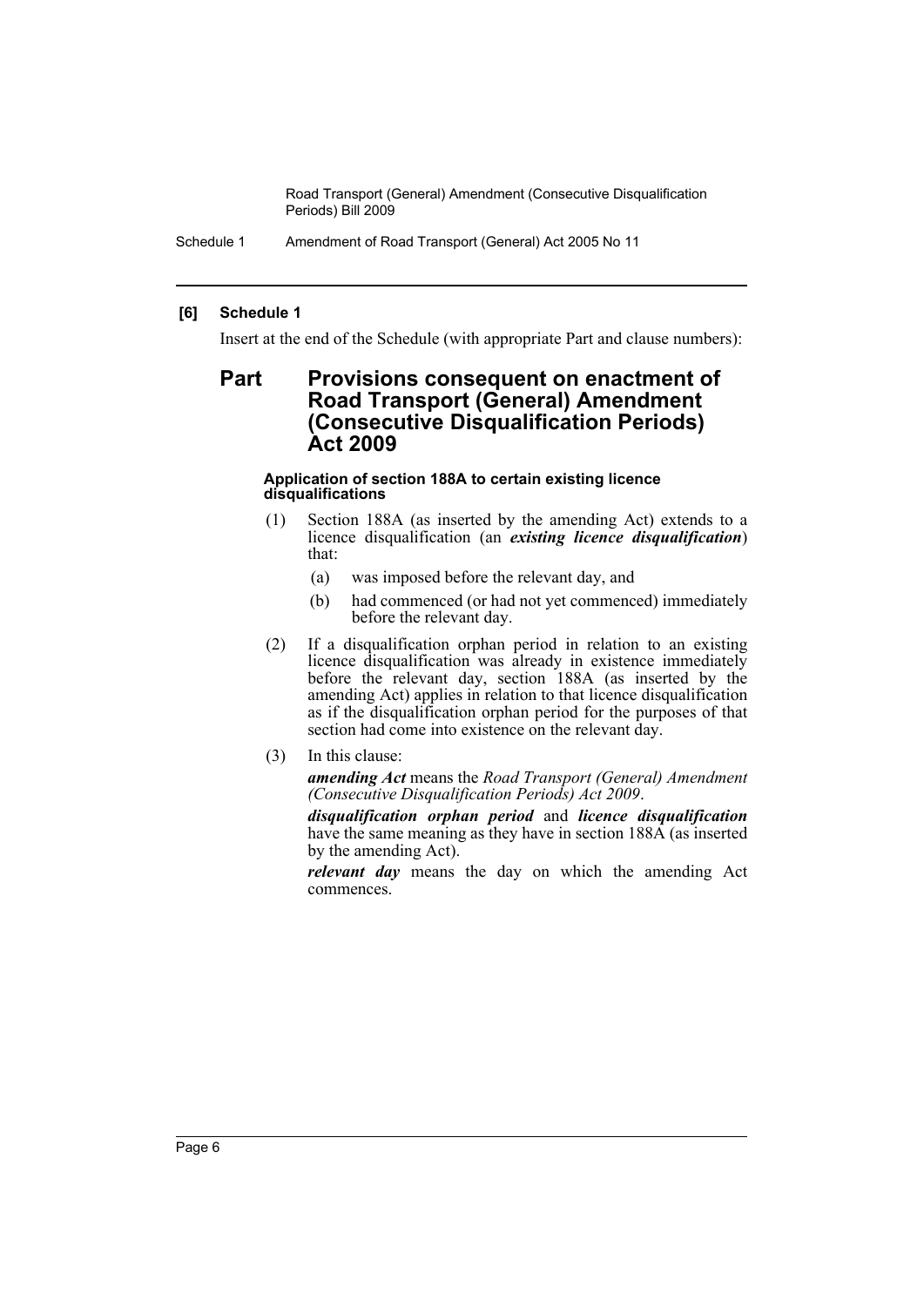## [6] Schedule 1

Insert at the end of the Schedule (with appropriate Part and clause numbers):

# Part Provisions consequent on enactment of Road Transport (General) Amendment (Consecutive Disqualification Periods) Act 2009

### Application of section 188A to certain existing licence disqualifications

(1) Section 188A (as inserted by the amending Act) extends to a licence disqualification (an ***existing licence disqualification***) that:

- (a) was imposed before the relevant day, and
- (b) had commenced (or had not yet commenced) immediately before the relevant day.

(2) If a disqualification orphan period in relation to an existing licence disqualification was already in existence immediately before the relevant day, section 188A (as inserted by the amending Act) applies in relation to that licence disqualification as if the disqualification orphan period for the purposes of that section had come into existence on the relevant day.

(3) In this clause:

***amending Act*** means the *Road Transport (General) Amendment (Consecutive Disqualification Periods) Act 2009*.

***disqualification orphan period*** and ***licence disqualification*** have the same meaning as they have in section 188A (as inserted by the amending Act).

***relevant day*** means the day on which the amending Act commences.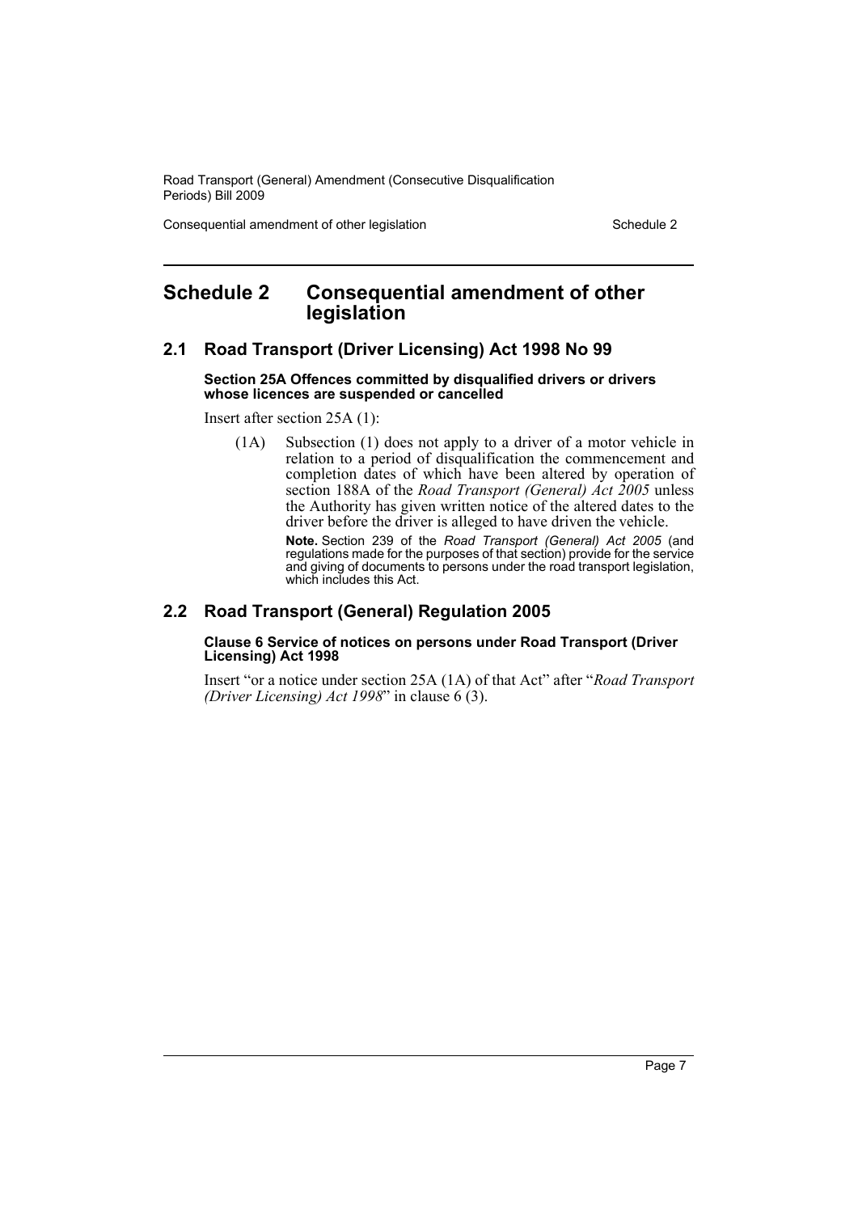## Schedule 2 Consequential amendment of other legislation

### 2.1 Road Transport (Driver Licensing) Act 1998 No 99

**Section 25A Offences committed by disqualified drivers or drivers whose licences are suspended or cancelled**

Insert after section 25A (1):

(1A) Subsection (1) does not apply to a driver of a motor vehicle in relation to a period of disqualification the commencement and completion dates of which have been altered by operation of section 188A of the *Road Transport (General) Act 2005* unless the Authority has given written notice of the altered dates to the driver before the driver is alleged to have driven the vehicle.

**Note.** Section 239 of the *Road Transport (General) Act 2005* (and regulations made for the purposes of that section) provide for the service and giving of documents to persons under the road transport legislation, which includes this Act.

### 2.2 Road Transport (General) Regulation 2005

**Clause 6 Service of notices on persons under Road Transport (Driver Licensing) Act 1998**

Insert "or a notice under section 25A (1A) of that Act" after "*Road Transport (Driver Licensing) Act 1998*" in clause 6 (3).